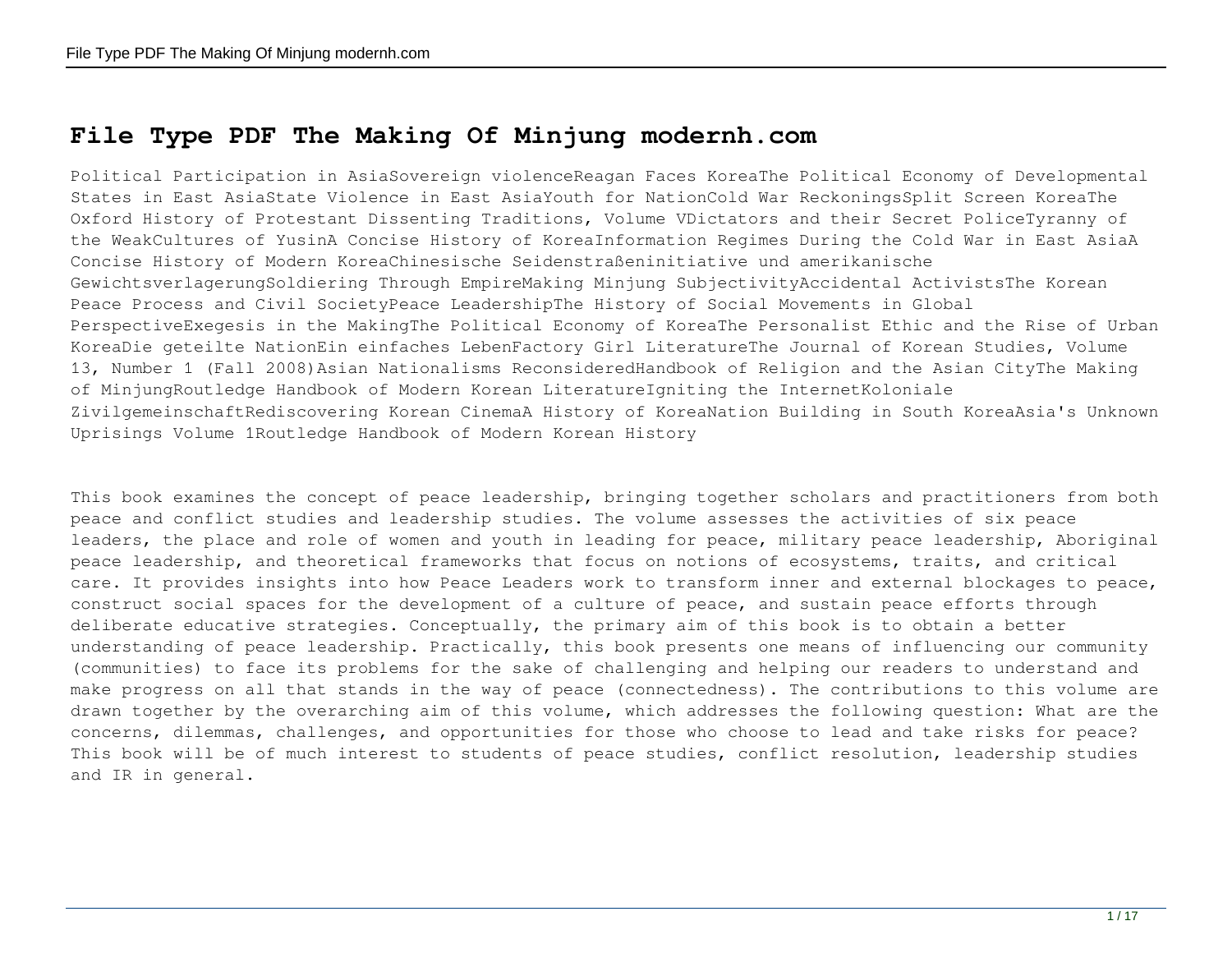# File Type PDF The Making Of Minjung modernh.com

Political Participation in AsiaSovereign violenceReagan Faces KoreaThe Political Economy of Developmental States in East AsiaState Violence in East AsiaYouth for NationCold War ReckoningsSplit Screen KoreaThe Oxford History of Protestant Dissenting Traditions, Volume VDictators and their Secret PoliceTyranny of the WeakCultures of YusinA Concise History of KoreaInformation Regimes During the Cold War in East AsiaA Concise History of Modern KoreaChinesische Seidenstraßeninitiative und amerikanische GewichtsverlagerungSoldiering Through EmpireMaking Minjung SubjectivityAccidental ActivistsThe Korean Peace Process and Civil SocietyPeace LeadershipThe History of Social Movements in Global PerspectiveExegesis in the MakingThe Political Economy of KoreaThe Personalist Ethic and the Rise of Urban KoreaDie geteilte NationEin einfaches LebenFactory Girl LiteratureThe Journal of Korean Studies, Volume 13, Number 1 (Fall 2008)Asian Nationalisms ReconsideredHandbook of Religion and the Asian CityThe Making of MinjungRoutledge Handbook of Modern Korean LiteratureIgniting the InternetKoloniale ZivilgemeinschaftRediscovering Korean CinemaA History of KoreaNation Building in South KoreaAsia's Unknown Uprisings Volume 1Routledge Handbook of Modern Korean History

This book examines the concept of peace leadership, bringing together scholars and practitioners from both peace and conflict studies and leadership studies. The volume assesses the activities of six peace leaders, the place and role of women and youth in leading for peace, military peace leadership, Aboriginal peace leadership, and theoretical frameworks that focus on notions of ecosystems, traits, and critical care. It provides insights into how Peace Leaders work to transform inner and external blockages to peace, construct social spaces for the development of a culture of peace, and sustain peace efforts through deliberate educative strategies. Conceptually, the primary aim of this book is to obtain a better understanding of peace leadership. Practically, this book presents one means of influencing our community (communities) to face its problems for the sake of challenging and helping our readers to understand and make progress on all that stands in the way of peace (connectedness). The contributions to this volume are drawn together by the overarching aim of this volume, which addresses the following question: What are the concerns, dilemmas, challenges, and opportunities for those who choose to lead and take risks for peace? This book will be of much interest to students of peace studies, conflict resolution, leadership studies and IR in general.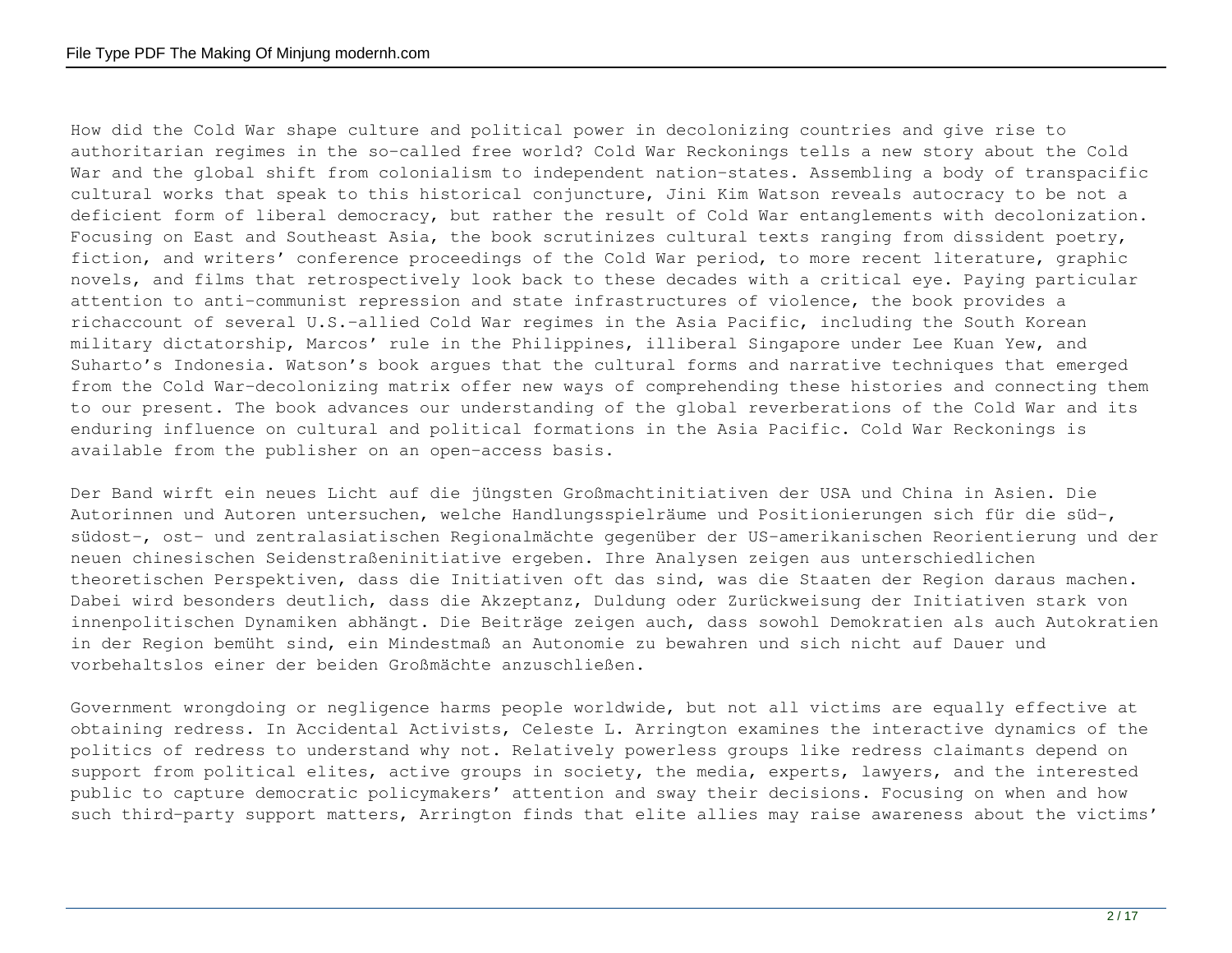How did the Cold War shape culture and political power in decolonizing countries and give rise to authoritarian regimes in the so-called free world? Cold War Reckonings tells a new story about the Cold War and the global shift from colonialism to independent nation-states. Assembling a body of transpacific cultural works that speak to this historical conjuncture, Jini Kim Watson reveals autocracy to be not a deficient form of liberal democracy, but rather the result of Cold War entanglements with decolonization. Focusing on East and Southeast Asia, the book scrutinizes cultural texts ranging from dissident poetry, fiction, and writers' conference proceedings of the Cold War period, to more recent literature, graphic novels, and films that retrospectively look back to these decades with a critical eye. Paying particular attention to anti-communist repression and state infrastructures of violence, the book provides a richaccount of several U.S.-allied Cold War regimes in the Asia Pacific, including the South Korean military dictatorship, Marcos' rule in the Philippines, illiberal Singapore under Lee Kuan Yew, and Suharto's Indonesia. Watson's book argues that the cultural forms and narrative techniques that emerged from the Cold War-decolonizing matrix offer new ways of comprehending these histories and connecting them to our present. The book advances our understanding of the global reverberations of the Cold War and its enduring influence on cultural and political formations in the Asia Pacific. Cold War Reckonings is available from the publisher on an open-access basis.

Der Band wirft ein neues Licht auf die jüngsten Großmachtinitiativen der USA und China in Asien. Die Autorinnen und Autoren untersuchen, welche Handlungsspielräume und Positionierungen sich für die süd-, südost-, ost- und zentralasiatischen Regionalmächte gegenüber der US-amerikanischen Reorientierung und der neuen chinesischen Seidenstraßeninitiative ergeben. Ihre Analysen zeigen aus unterschiedlichen theoretischen Perspektiven, dass die Initiativen oft das sind, was die Staaten der Region daraus machen. Dabei wird besonders deutlich, dass die Akzeptanz, Duldung oder Zurückweisung der Initiativen stark von innenpolitischen Dynamiken abhängt. Die Beiträge zeigen auch, dass sowohl Demokratien als auch Autokratien in der Region bemüht sind, ein Mindestmaß an Autonomie zu bewahren und sich nicht auf Dauer und vorbehaltslos einer der beiden Großmächte anzuschließen.

Government wrongdoing or negligence harms people worldwide, but not all victims are equally effective at obtaining redress. In Accidental Activists, Celeste L. Arrington examines the interactive dynamics of the politics of redress to understand why not. Relatively powerless groups like redress claimants depend on support from political elites, active groups in society, the media, experts, lawyers, and the interested public to capture democratic policymakers' attention and sway their decisions. Focusing on when and how such third-party support matters, Arrington finds that elite allies may raise awareness about the victims'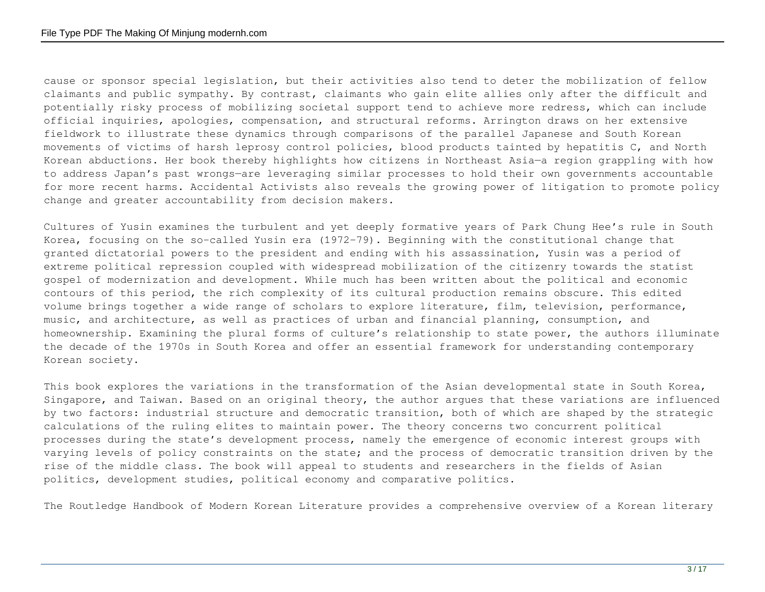cause or sponsor special legislation, but their activities also tend to deter the mobilization of fellow claimants and public sympathy. By contrast, claimants who gain elite allies only after the difficult and potentially risky process of mobilizing societal support tend to achieve more redress, which can include official inquiries, apologies, compensation, and structural reforms. Arrington draws on her extensive fieldwork to illustrate these dynamics through comparisons of the parallel Japanese and South Korean movements of victims of harsh leprosy control policies, blood products tainted by hepatitis C, and North Korean abductions. Her book thereby highlights how citizens in Northeast Asia—a region grappling with how to address Japan's past wrongs—are leveraging similar processes to hold their own governments accountable for more recent harms. Accidental Activists also reveals the growing power of litigation to promote policy change and greater accountability from decision makers.

Cultures of Yusin examines the turbulent and yet deeply formative years of Park Chung Hee's rule in South Korea, focusing on the so-called Yusin era (1972–79). Beginning with the constitutional change that granted dictatorial powers to the president and ending with his assassination, Yusin was a period of extreme political repression coupled with widespread mobilization of the citizenry towards the statist gospel of modernization and development. While much has been written about the political and economic contours of this period, the rich complexity of its cultural production remains obscure. This edited volume brings together a wide range of scholars to explore literature, film, television, performance, music, and architecture, as well as practices of urban and financial planning, consumption, and homeownership. Examining the plural forms of culture's relationship to state power, the authors illuminate the decade of the 1970s in South Korea and offer an essential framework for understanding contemporary Korean society.

This book explores the variations in the transformation of the Asian developmental state in South Korea, Singapore, and Taiwan. Based on an original theory, the author argues that these variations are influenced by two factors: industrial structure and democratic transition, both of which are shaped by the strategic calculations of the ruling elites to maintain power. The theory concerns two concurrent political processes during the state's development process, namely the emergence of economic interest groups with varying levels of policy constraints on the state; and the process of democratic transition driven by the rise of the middle class. The book will appeal to students and researchers in the fields of Asian politics, development studies, political economy and comparative politics.

The Routledge Handbook of Modern Korean Literature provides a comprehensive overview of a Korean literary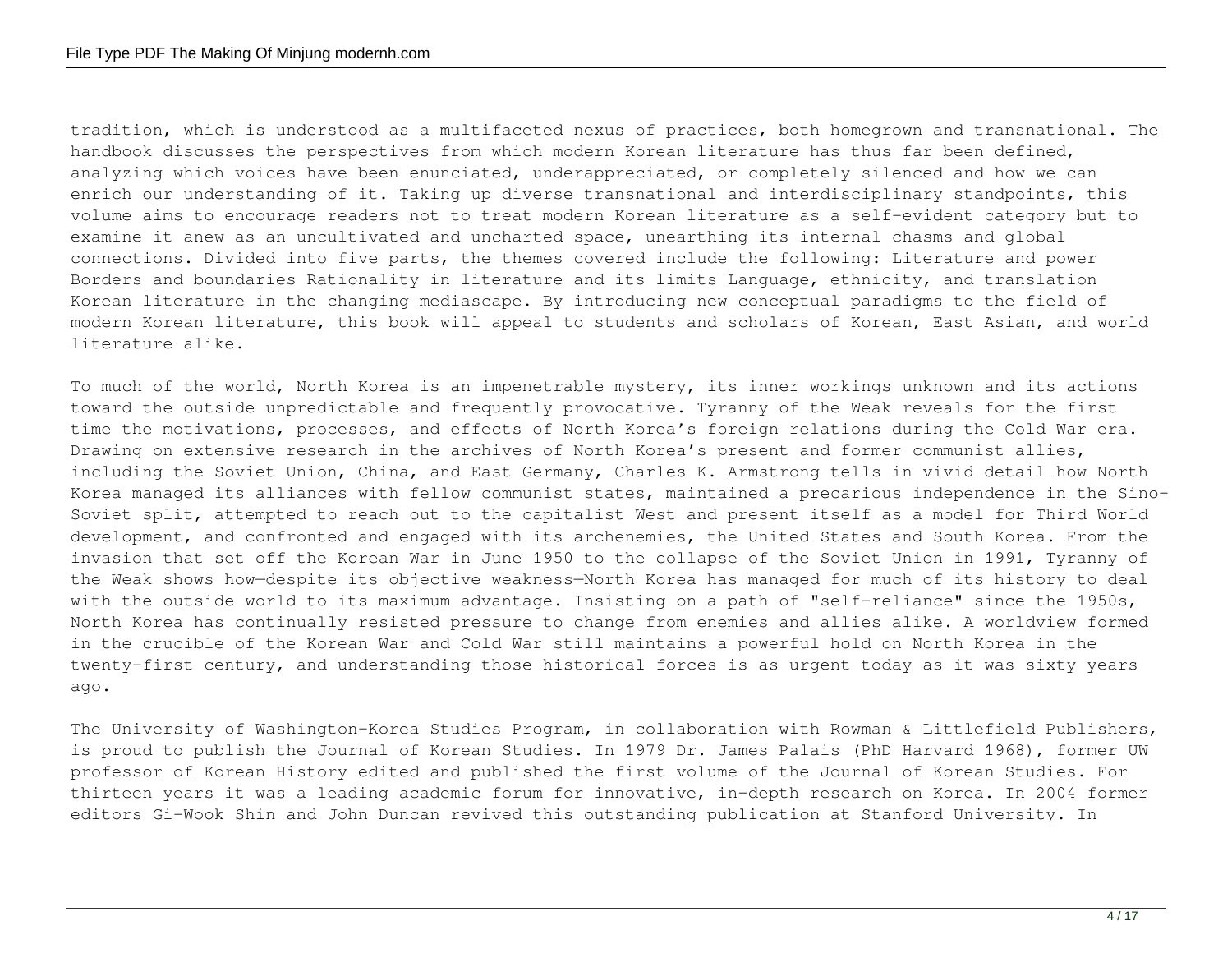tradition, which is understood as a multifaceted nexus of practices, both homegrown and transnational. The handbook discusses the perspectives from which modern Korean literature has thus far been defined, analyzing which voices have been enunciated, underappreciated, or completely silenced and how we can enrich our understanding of it. Taking up diverse transnational and interdisciplinary standpoints, this volume aims to encourage readers not to treat modern Korean literature as a self-evident category but to examine it anew as an uncultivated and uncharted space, unearthing its internal chasms and global connections. Divided into five parts, the themes covered include the following: Literature and power Borders and boundaries Rationality in literature and its limits Language, ethnicity, and translation Korean literature in the changing mediascape. By introducing new conceptual paradigms to the field of modern Korean literature, this book will appeal to students and scholars of Korean, East Asian, and world literature alike.

To much of the world, North Korea is an impenetrable mystery, its inner workings unknown and its actions toward the outside unpredictable and frequently provocative. Tyranny of the Weak reveals for the first time the motivations, processes, and effects of North Korea's foreign relations during the Cold War era. Drawing on extensive research in the archives of North Korea's present and former communist allies, including the Soviet Union, China, and East Germany, Charles K. Armstrong tells in vivid detail how North Korea managed its alliances with fellow communist states, maintained a precarious independence in the Sino-Soviet split, attempted to reach out to the capitalist West and present itself as a model for Third World development, and confronted and engaged with its archenemies, the United States and South Korea. From the invasion that set off the Korean War in June 1950 to the collapse of the Soviet Union in 1991, Tyranny of the Weak shows how—despite its objective weakness—North Korea has managed for much of its history to deal with the outside world to its maximum advantage. Insisting on a path of "self-reliance" since the 1950s, North Korea has continually resisted pressure to change from enemies and allies alike. A worldview formed in the crucible of the Korean War and Cold War still maintains a powerful hold on North Korea in the twenty-first century, and understanding those historical forces is as urgent today as it was sixty years ago.

The University of Washington-Korea Studies Program, in collaboration with Rowman & Littlefield Publishers, is proud to publish the Journal of Korean Studies. In 1979 Dr. James Palais (PhD Harvard 1968), former UW professor of Korean History edited and published the first volume of the Journal of Korean Studies. For thirteen years it was a leading academic forum for innovative, in-depth research on Korea. In 2004 former editors Gi-Wook Shin and John Duncan revived this outstanding publication at Stanford University. In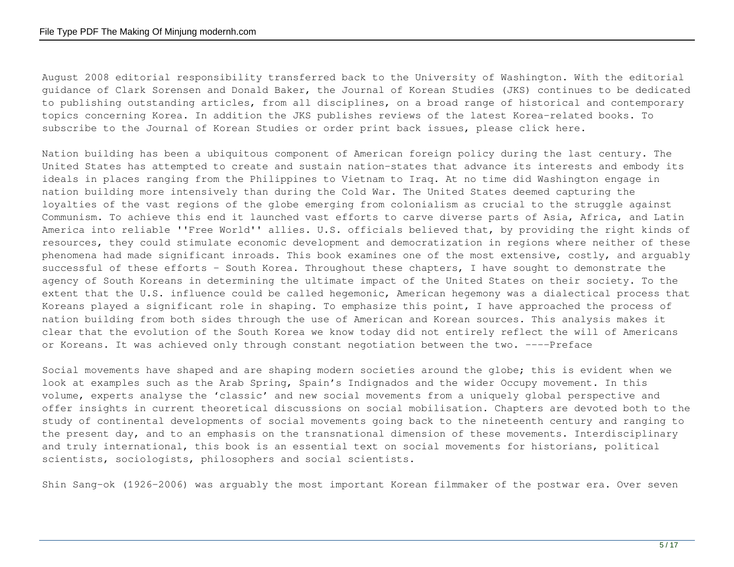August 2008 editorial responsibility transferred back to the University of Washington. With the editorial guidance of Clark Sorensen and Donald Baker, the Journal of Korean Studies (JKS) continues to be dedicated to publishing outstanding articles, from all disciplines, on a broad range of historical and contemporary topics concerning Korea. In addition the JKS publishes reviews of the latest Korea-related books. To subscribe to the Journal of Korean Studies or order print back issues, please click here.

Nation building has been a ubiquitous component of American foreign policy during the last century. The United States has attempted to create and sustain nation-states that advance its interests and embody its ideals in places ranging from the Philippines to Vietnam to Iraq. At no time did Washington engage in nation building more intensively than during the Cold War. The United States deemed capturing the loyalties of the vast regions of the globe emerging from colonialism as crucial to the struggle against Communism. To achieve this end it launched vast efforts to carve diverse parts of Asia, Africa, and Latin America into reliable ''Free World'' allies. U.S. officials believed that, by providing the right kinds of resources, they could stimulate economic development and democratization in regions where neither of these phenomena had made significant inroads. This book examines one of the most extensive, costly, and arguably successful of these efforts - South Korea. Throughout these chapters, I have sought to demonstrate the agency of South Koreans in determining the ultimate impact of the United States on their society. To the extent that the U.S. influence could be called hegemonic, American hegemony was a dialectical process that Koreans played a significant role in shaping. To emphasize this point, I have approached the process of nation building from both sides through the use of American and Korean sources. This analysis makes it clear that the evolution of the South Korea we know today did not entirely reflect the will of Americans or Koreans. It was achieved only through constant negotiation between the two. ----Preface

Social movements have shaped and are shaping modern societies around the globe; this is evident when we look at examples such as the Arab Spring, Spain's Indignados and the wider Occupy movement. In this volume, experts analyse the 'classic' and new social movements from a uniquely global perspective and offer insights in current theoretical discussions on social mobilisation. Chapters are devoted both to the study of continental developments of social movements going back to the nineteenth century and ranging to the present day, and to an emphasis on the transnational dimension of these movements. Interdisciplinary and truly international, this book is an essential text on social movements for historians, political scientists, sociologists, philosophers and social scientists.

Shin Sang-ok (1926-2006) was arguably the most important Korean filmmaker of the postwar era. Over seven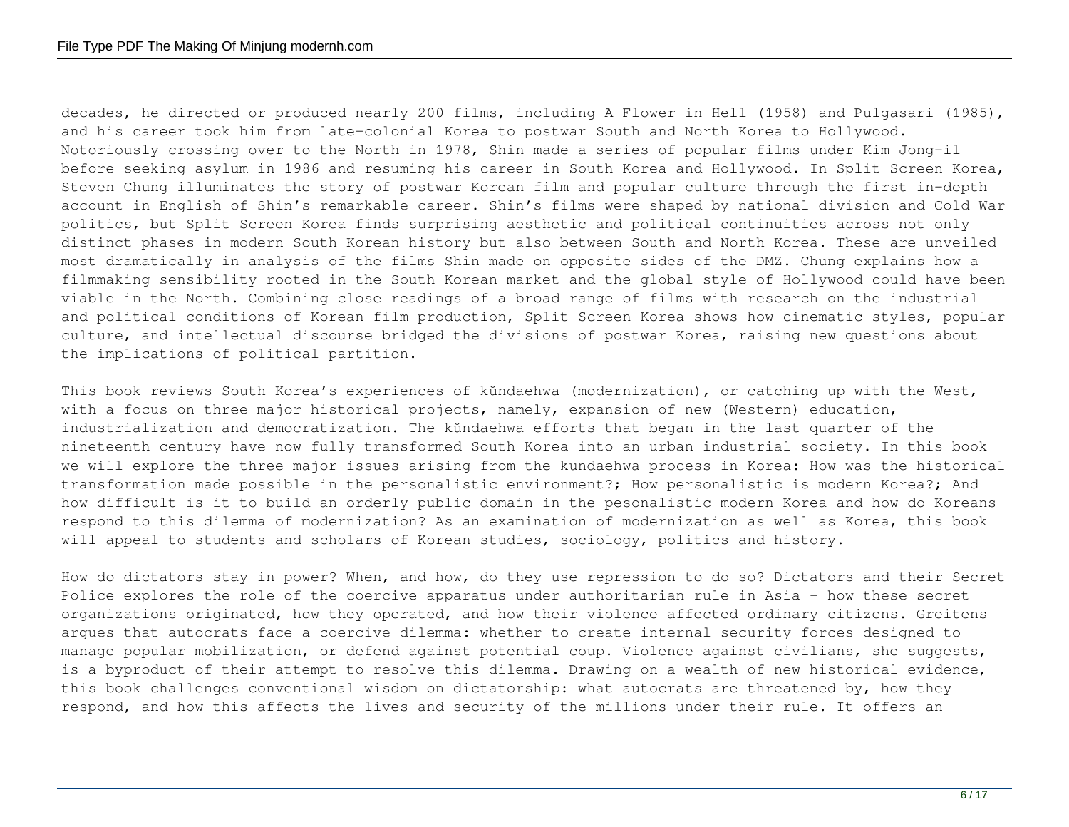decades, he directed or produced nearly 200 films, including A Flower in Hell (1958) and Pulgasari (1985), and his career took him from late-colonial Korea to postwar South and North Korea to Hollywood. Notoriously crossing over to the North in 1978, Shin made a series of popular films under Kim Jong-il before seeking asylum in 1986 and resuming his career in South Korea and Hollywood. In Split Screen Korea, Steven Chung illuminates the story of postwar Korean film and popular culture through the first in-depth account in English of Shin's remarkable career. Shin's films were shaped by national division and Cold War politics, but Split Screen Korea finds surprising aesthetic and political continuities across not only distinct phases in modern South Korean history but also between South and North Korea. These are unveiled most dramatically in analysis of the films Shin made on opposite sides of the DMZ. Chung explains how a filmmaking sensibility rooted in the South Korean market and the global style of Hollywood could have been viable in the North. Combining close readings of a broad range of films with research on the industrial and political conditions of Korean film production, Split Screen Korea shows how cinematic styles, popular culture, and intellectual discourse bridged the divisions of postwar Korea, raising new questions about the implications of political partition.

This book reviews South Korea's experiences of kŭndaehwa (modernization), or catching up with the West, with a focus on three major historical projects, namely, expansion of new (Western) education, industrialization and democratization. The kŭndaehwa efforts that began in the last quarter of the nineteenth century have now fully transformed South Korea into an urban industrial society. In this book we will explore the three major issues arising from the kundaehwa process in Korea: How was the historical transformation made possible in the personalistic environment?; How personalistic is modern Korea?; And how difficult is it to build an orderly public domain in the pesonalistic modern Korea and how do Koreans respond to this dilemma of modernization? As an examination of modernization as well as Korea, this book will appeal to students and scholars of Korean studies, sociology, politics and history.

How do dictators stay in power? When, and how, do they use repression to do so? Dictators and their Secret Police explores the role of the coercive apparatus under authoritarian rule in Asia - how these secret organizations originated, how they operated, and how their violence affected ordinary citizens. Greitens argues that autocrats face a coercive dilemma: whether to create internal security forces designed to manage popular mobilization, or defend against potential coup. Violence against civilians, she suggests, is a byproduct of their attempt to resolve this dilemma. Drawing on a wealth of new historical evidence, this book challenges conventional wisdom on dictatorship: what autocrats are threatened by, how they respond, and how this affects the lives and security of the millions under their rule. It offers an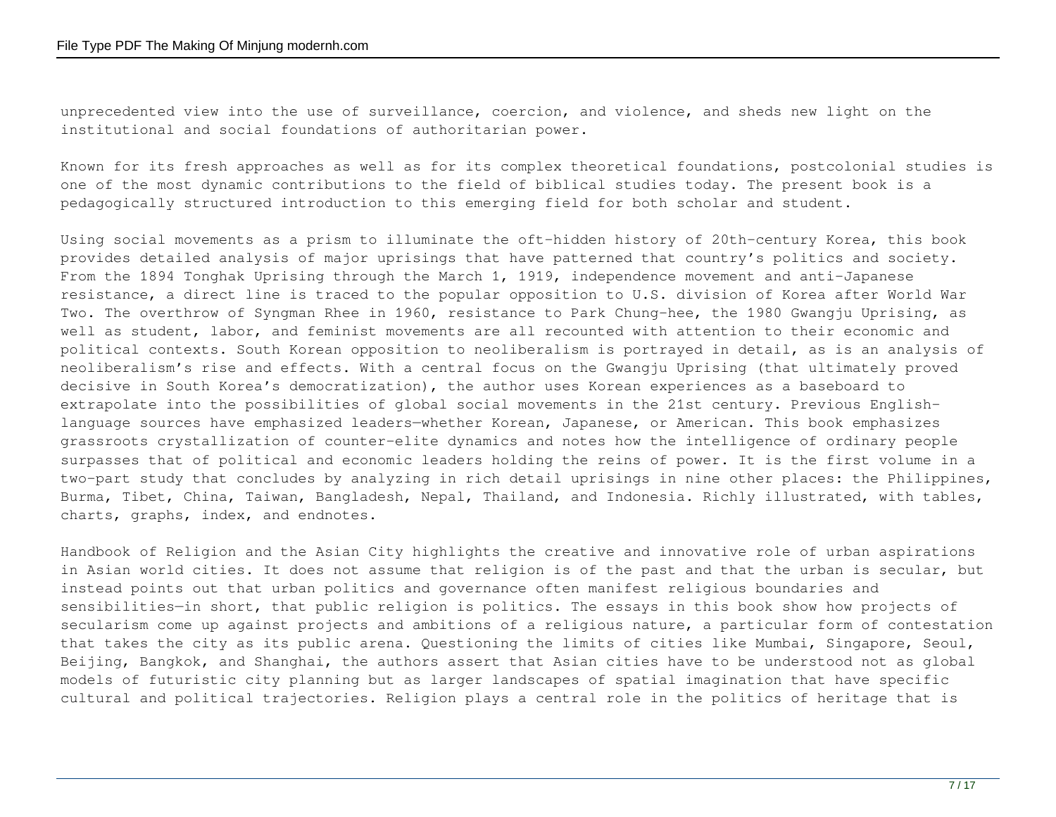unprecedented view into the use of surveillance, coercion, and violence, and sheds new light on the institutional and social foundations of authoritarian power.

Known for its fresh approaches as well as for its complex theoretical foundations, postcolonial studies is one of the most dynamic contributions to the field of biblical studies today. The present book is a pedagogically structured introduction to this emerging field for both scholar and student.

Using social movements as a prism to illuminate the oft-hidden history of 20th-century Korea, this book provides detailed analysis of major uprisings that have patterned that country's politics and society. From the 1894 Tonghak Uprising through the March 1, 1919, independence movement and anti-Japanese resistance, a direct line is traced to the popular opposition to U.S. division of Korea after World War Two. The overthrow of Syngman Rhee in 1960, resistance to Park Chung-hee, the 1980 Gwangju Uprising, as well as student, labor, and feminist movements are all recounted with attention to their economic and political contexts. South Korean opposition to neoliberalism is portrayed in detail, as is an analysis of neoliberalism's rise and effects. With a central focus on the Gwangju Uprising (that ultimately proved decisive in South Korea's democratization), the author uses Korean experiences as a baseboard to extrapolate into the possibilities of global social movements in the 21st century. Previous English-language sources have emphasized leaders—whether Korean, Japanese, or American. This book emphasizes grassroots crystallization of counter-elite dynamics and notes how the intelligence of ordinary people surpasses that of political and economic leaders holding the reins of power. It is the first volume in a two-part study that concludes by analyzing in rich detail uprisings in nine other places: the Philippines, Burma, Tibet, China, Taiwan, Bangladesh, Nepal, Thailand, and Indonesia. Richly illustrated, with tables, charts, graphs, index, and endnotes.

Handbook of Religion and the Asian City highlights the creative and innovative role of urban aspirations in Asian world cities. It does not assume that religion is of the past and that the urban is secular, but instead points out that urban politics and governance often manifest religious boundaries and sensibilities—in short, that public religion is politics. The essays in this book show how projects of secularism come up against projects and ambitions of a religious nature, a particular form of contestation that takes the city as its public arena. Questioning the limits of cities like Mumbai, Singapore, Seoul, Beijing, Bangkok, and Shanghai, the authors assert that Asian cities have to be understood not as global models of futuristic city planning but as larger landscapes of spatial imagination that have specific cultural and political trajectories. Religion plays a central role in the politics of heritage that is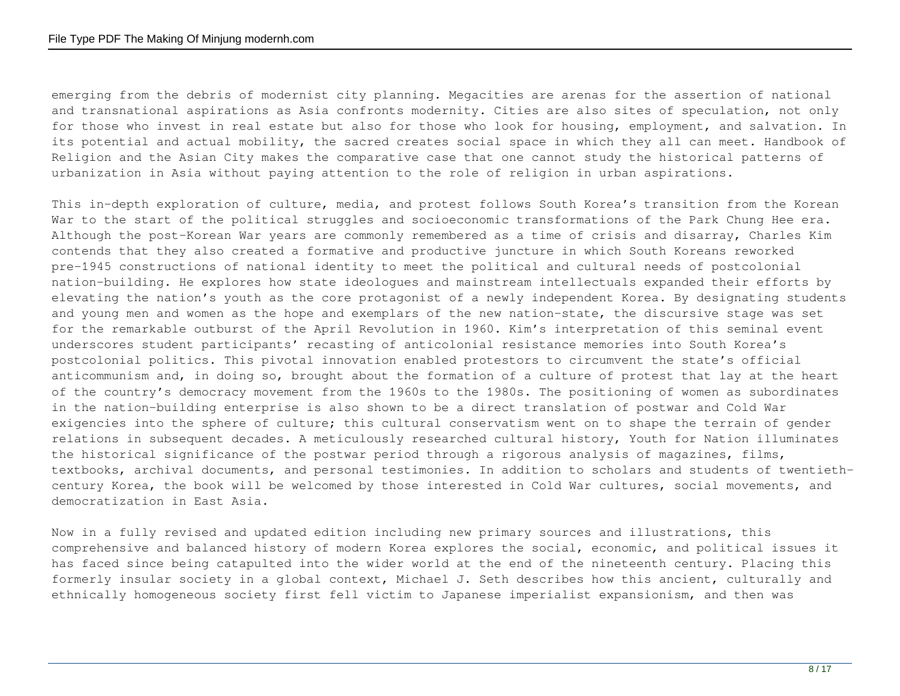emerging from the debris of modernist city planning. Megacities are arenas for the assertion of national and transnational aspirations as Asia confronts modernity. Cities are also sites of speculation, not only for those who invest in real estate but also for those who look for housing, employment, and salvation. In its potential and actual mobility, the sacred creates social space in which they all can meet. Handbook of Religion and the Asian City makes the comparative case that one cannot study the historical patterns of urbanization in Asia without paying attention to the role of religion in urban aspirations.

This in-depth exploration of culture, media, and protest follows South Korea's transition from the Korean War to the start of the political struggles and socioeconomic transformations of the Park Chung Hee era. Although the post–Korean War years are commonly remembered as a time of crisis and disarray, Charles Kim contends that they also created a formative and productive juncture in which South Koreans reworked pre-1945 constructions of national identity to meet the political and cultural needs of postcolonial nation-building. He explores how state ideologues and mainstream intellectuals expanded their efforts by elevating the nation's youth as the core protagonist of a newly independent Korea. By designating students and young men and women as the hope and exemplars of the new nation-state, the discursive stage was set for the remarkable outburst of the April Revolution in 1960. Kim's interpretation of this seminal event underscores student participants' recasting of anticolonial resistance memories into South Korea's postcolonial politics. This pivotal innovation enabled protestors to circumvent the state's official anticommunism and, in doing so, brought about the formation of a culture of protest that lay at the heart of the country's democracy movement from the 1960s to the 1980s. The positioning of women as subordinates in the nation-building enterprise is also shown to be a direct translation of postwar and Cold War exigencies into the sphere of culture; this cultural conservatism went on to shape the terrain of gender relations in subsequent decades. A meticulously researched cultural history, Youth for Nation illuminates the historical significance of the postwar period through a rigorous analysis of magazines, films, textbooks, archival documents, and personal testimonies. In addition to scholars and students of twentieth-century Korea, the book will be welcomed by those interested in Cold War cultures, social movements, and democratization in East Asia.

Now in a fully revised and updated edition including new primary sources and illustrations, this comprehensive and balanced history of modern Korea explores the social, economic, and political issues it has faced since being catapulted into the wider world at the end of the nineteenth century. Placing this formerly insular society in a global context, Michael J. Seth describes how this ancient, culturally and ethnically homogeneous society first fell victim to Japanese imperialist expansionism, and then was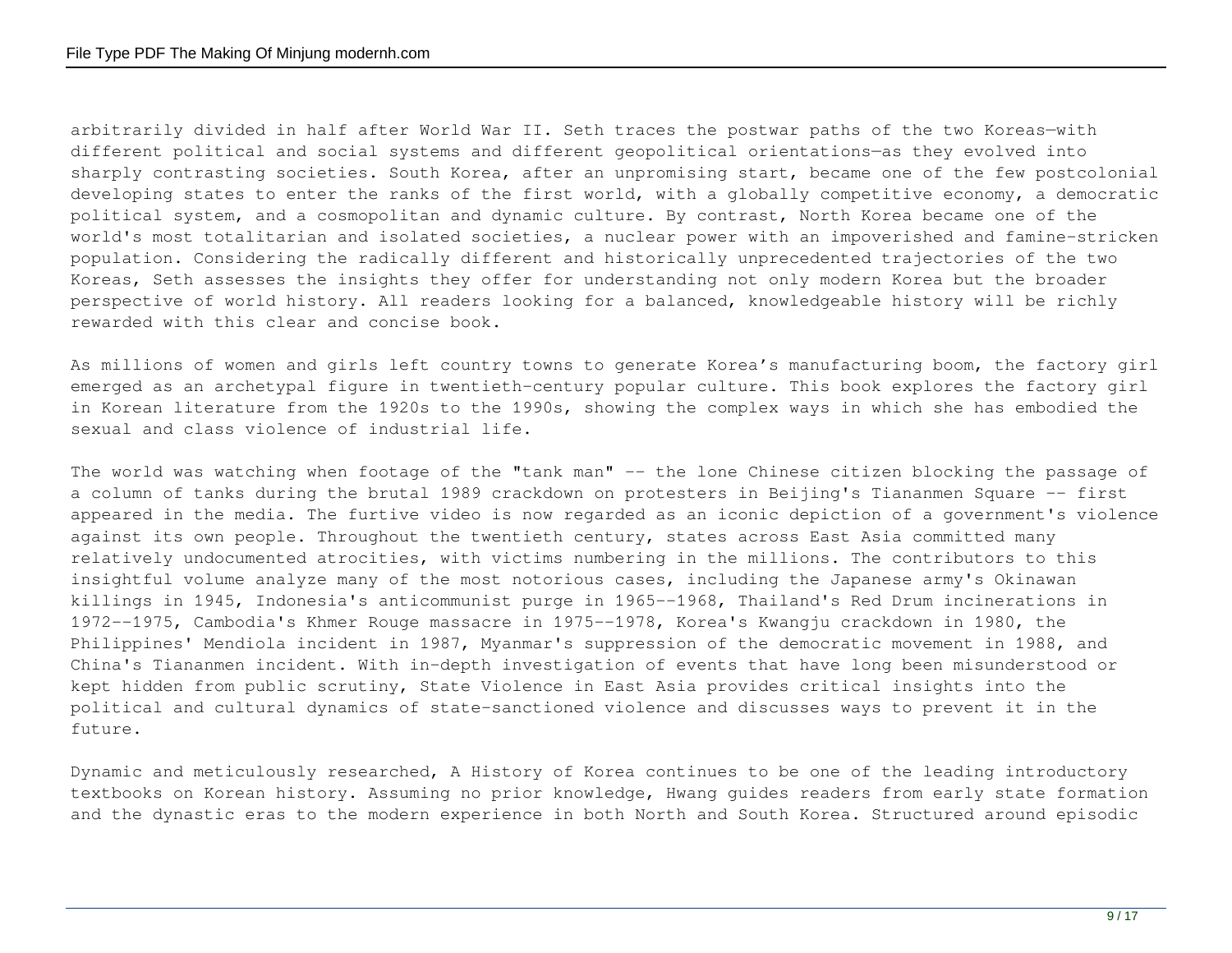arbitrarily divided in half after World War II. Seth traces the postwar paths of the two Koreas—with different political and social systems and different geopolitical orientations—as they evolved into sharply contrasting societies. South Korea, after an unpromising start, became one of the few postcolonial developing states to enter the ranks of the first world, with a globally competitive economy, a democratic political system, and a cosmopolitan and dynamic culture. By contrast, North Korea became one of the world's most totalitarian and isolated societies, a nuclear power with an impoverished and famine-stricken population. Considering the radically different and historically unprecedented trajectories of the two Koreas, Seth assesses the insights they offer for understanding not only modern Korea but the broader perspective of world history. All readers looking for a balanced, knowledgeable history will be richly rewarded with this clear and concise book.

As millions of women and girls left country towns to generate Korea's manufacturing boom, the factory girl emerged as an archetypal figure in twentieth-century popular culture. This book explores the factory girl in Korean literature from the 1920s to the 1990s, showing the complex ways in which she has embodied the sexual and class violence of industrial life.

The world was watching when footage of the "tank man" -- the lone Chinese citizen blocking the passage of a column of tanks during the brutal 1989 crackdown on protesters in Beijing's Tiananmen Square -- first appeared in the media. The furtive video is now regarded as an iconic depiction of a government's violence against its own people. Throughout the twentieth century, states across East Asia committed many relatively undocumented atrocities, with victims numbering in the millions. The contributors to this insightful volume analyze many of the most notorious cases, including the Japanese army's Okinawan killings in 1945, Indonesia's anticommunist purge in 1965--1968, Thailand's Red Drum incinerations in 1972--1975, Cambodia's Khmer Rouge massacre in 1975--1978, Korea's Kwangju crackdown in 1980, the Philippines' Mendiola incident in 1987, Myanmar's suppression of the democratic movement in 1988, and China's Tiananmen incident. With in-depth investigation of events that have long been misunderstood or kept hidden from public scrutiny, State Violence in East Asia provides critical insights into the political and cultural dynamics of state-sanctioned violence and discusses ways to prevent it in the future.

Dynamic and meticulously researched, A History of Korea continues to be one of the leading introductory textbooks on Korean history. Assuming no prior knowledge, Hwang guides readers from early state formation and the dynastic eras to the modern experience in both North and South Korea. Structured around episodic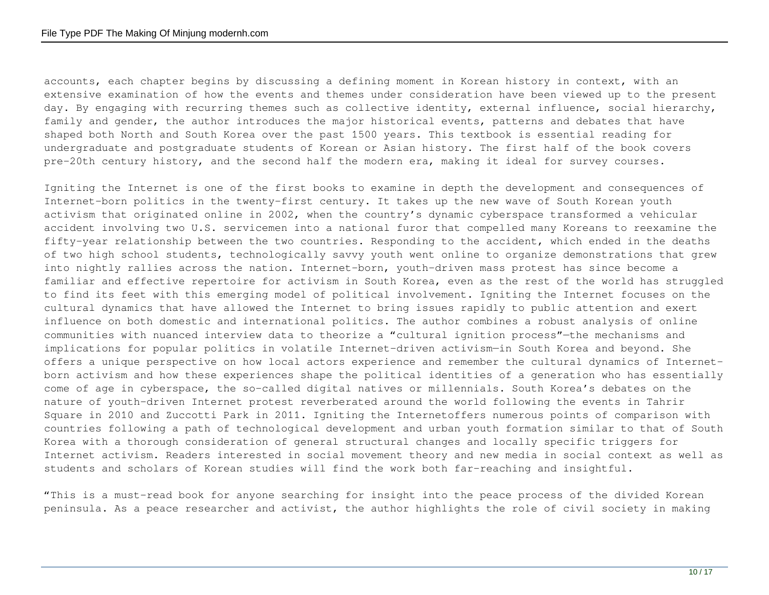accounts, each chapter begins by discussing a defining moment in Korean history in context, with an extensive examination of how the events and themes under consideration have been viewed up to the present day. By engaging with recurring themes such as collective identity, external influence, social hierarchy, family and gender, the author introduces the major historical events, patterns and debates that have shaped both North and South Korea over the past 1500 years. This textbook is essential reading for undergraduate and postgraduate students of Korean or Asian history. The first half of the book covers pre-20th century history, and the second half the modern era, making it ideal for survey courses.

Igniting the Internet is one of the first books to examine in depth the development and consequences of Internet-born politics in the twenty-first century. It takes up the new wave of South Korean youth activism that originated online in 2002, when the country's dynamic cyberspace transformed a vehicular accident involving two U.S. servicemen into a national furor that compelled many Koreans to reexamine the fifty-year relationship between the two countries. Responding to the accident, which ended in the deaths of two high school students, technologically savvy youth went online to organize demonstrations that grew into nightly rallies across the nation. Internet-born, youth-driven mass protest has since become a familiar and effective repertoire for activism in South Korea, even as the rest of the world has struggled to find its feet with this emerging model of political involvement. Igniting the Internet focuses on the cultural dynamics that have allowed the Internet to bring issues rapidly to public attention and exert influence on both domestic and international politics. The author combines a robust analysis of online communities with nuanced interview data to theorize a "cultural ignition process"—the mechanisms and implications for popular politics in volatile Internet-driven activism—in South Korea and beyond. She offers a unique perspective on how local actors experience and remember the cultural dynamics of Internet-born activism and how these experiences shape the political identities of a generation who has essentially come of age in cyberspace, the so-called digital natives or millennials. South Korea's debates on the nature of youth-driven Internet protest reverberated around the world following the events in Tahrir Square in 2010 and Zuccotti Park in 2011. Igniting the Internetoffers numerous points of comparison with countries following a path of technological development and urban youth formation similar to that of South Korea with a thorough consideration of general structural changes and locally specific triggers for Internet activism. Readers interested in social movement theory and new media in social context as well as students and scholars of Korean studies will find the work both far-reaching and insightful.

"This is a must-read book for anyone searching for insight into the peace process of the divided Korean peninsula. As a peace researcher and activist, the author highlights the role of civil society in making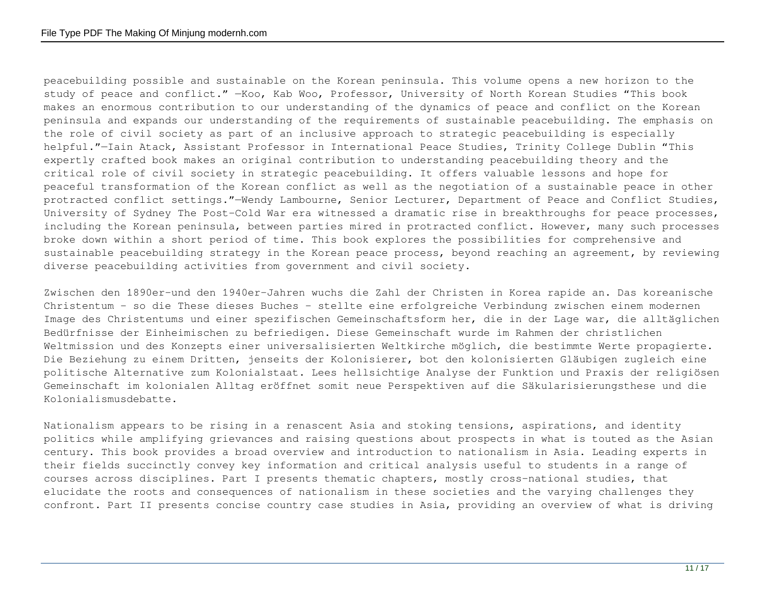peacebuilding possible and sustainable on the Korean peninsula. This volume opens a new horizon to the study of peace and conflict." —Koo, Kab Woo, Professor, University of North Korean Studies "This book makes an enormous contribution to our understanding of the dynamics of peace and conflict on the Korean peninsula and expands our understanding of the requirements of sustainable peacebuilding. The emphasis on the role of civil society as part of an inclusive approach to strategic peacebuilding is especially helpful."—Iain Atack, Assistant Professor in International Peace Studies, Trinity College Dublin "This expertly crafted book makes an original contribution to understanding peacebuilding theory and the critical role of civil society in strategic peacebuilding. It offers valuable lessons and hope for peaceful transformation of the Korean conflict as well as the negotiation of a sustainable peace in other protracted conflict settings."—Wendy Lambourne, Senior Lecturer, Department of Peace and Conflict Studies, University of Sydney The Post-Cold War era witnessed a dramatic rise in breakthroughs for peace processes, including the Korean peninsula, between parties mired in protracted conflict. However, many such processes broke down within a short period of time. This book explores the possibilities for comprehensive and sustainable peacebuilding strategy in the Korean peace process, beyond reaching an agreement, by reviewing diverse peacebuilding activities from government and civil society.

Zwischen den 1890er-und den 1940er-Jahren wuchs die Zahl der Christen in Korea rapide an. Das koreanische Christentum - so die These dieses Buches - stellte eine erfolgreiche Verbindung zwischen einem modernen Image des Christentums und einer spezifischen Gemeinschaftsform her, die in der Lage war, die alltäglichen Bedürfnisse der Einheimischen zu befriedigen. Diese Gemeinschaft wurde im Rahmen der christlichen Weltmission und des Konzepts einer universalisierten Weltkirche möglich, die bestimmte Werte propagierte. Die Beziehung zu einem Dritten, jenseits der Kolonisierer, bot den kolonisierten Gläubigen zugleich eine politische Alternative zum Kolonialstaat. Lees hellsichtige Analyse der Funktion und Praxis der religiösen Gemeinschaft im kolonialen Alltag eröffnet somit neue Perspektiven auf die Säkularisierungsthese und die Kolonialismusdebatte.

Nationalism appears to be rising in a renascent Asia and stoking tensions, aspirations, and identity politics while amplifying grievances and raising questions about prospects in what is touted as the Asian century. This book provides a broad overview and introduction to nationalism in Asia. Leading experts in their fields succinctly convey key information and critical analysis useful to students in a range of courses across disciplines. Part I presents thematic chapters, mostly cross-national studies, that elucidate the roots and consequences of nationalism in these societies and the varying challenges they confront. Part II presents concise country case studies in Asia, providing an overview of what is driving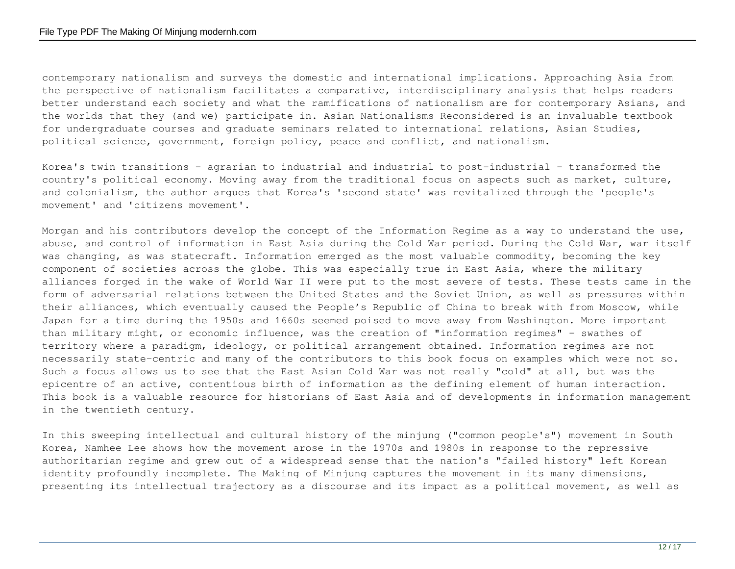contemporary nationalism and surveys the domestic and international implications. Approaching Asia from the perspective of nationalism facilitates a comparative, interdisciplinary analysis that helps readers better understand each society and what the ramifications of nationalism are for contemporary Asians, and the worlds that they (and we) participate in. Asian Nationalisms Reconsidered is an invaluable textbook for undergraduate courses and graduate seminars related to international relations, Asian Studies, political science, government, foreign policy, peace and conflict, and nationalism.

Korea's twin transitions - agrarian to industrial and industrial to post-industrial - transformed the country's political economy. Moving away from the traditional focus on aspects such as market, culture, and colonialism, the author argues that Korea's 'second state' was revitalized through the 'people's movement' and 'citizens movement'.

Morgan and his contributors develop the concept of the Information Regime as a way to understand the use, abuse, and control of information in East Asia during the Cold War period. During the Cold War, war itself was changing, as was statecraft. Information emerged as the most valuable commodity, becoming the key component of societies across the globe. This was especially true in East Asia, where the military alliances forged in the wake of World War II were put to the most severe of tests. These tests came in the form of adversarial relations between the United States and the Soviet Union, as well as pressures within their alliances, which eventually caused the People's Republic of China to break with from Moscow, while Japan for a time during the 1950s and 1660s seemed poised to move away from Washington. More important than military might, or economic influence, was the creation of "information regimes" - swathes of territory where a paradigm, ideology, or political arrangement obtained. Information regimes are not necessarily state-centric and many of the contributors to this book focus on examples which were not so. Such a focus allows us to see that the East Asian Cold War was not really "cold" at all, but was the epicentre of an active, contentious birth of information as the defining element of human interaction. This book is a valuable resource for historians of East Asia and of developments in information management in the twentieth century.

In this sweeping intellectual and cultural history of the minjung ("common people's") movement in South Korea, Namhee Lee shows how the movement arose in the 1970s and 1980s in response to the repressive authoritarian regime and grew out of a widespread sense that the nation's "failed history" left Korean identity profoundly incomplete. The Making of Minjung captures the movement in its many dimensions, presenting its intellectual trajectory as a discourse and its impact as a political movement, as well as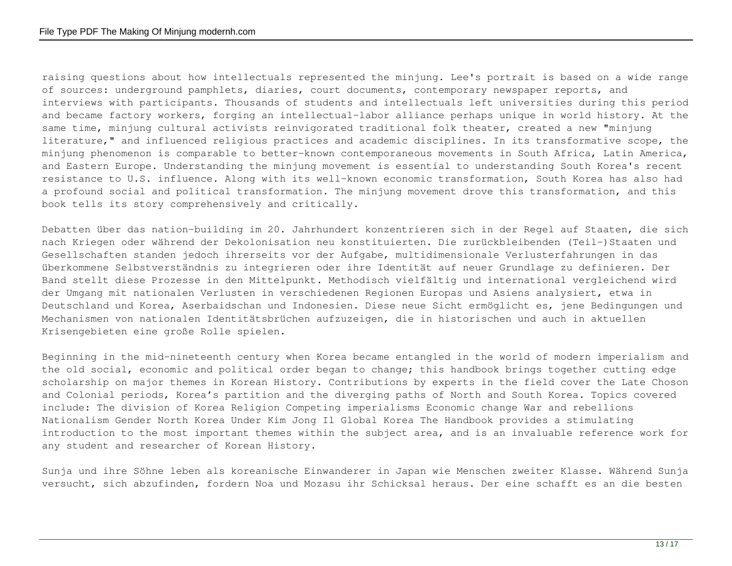raising questions about how intellectuals represented the minjung. Lee's portrait is based on a wide range of sources: underground pamphlets, diaries, court documents, contemporary newspaper reports, and interviews with participants. Thousands of students and intellectuals left universities during this period and became factory workers, forging an intellectual-labor alliance perhaps unique in world history. At the same time, minjung cultural activists reinvigorated traditional folk theater, created a new "minjung literature," and influenced religious practices and academic disciplines. In its transformative scope, the minjung phenomenon is comparable to better-known contemporaneous movements in South Africa, Latin America, and Eastern Europe. Understanding the minjung movement is essential to understanding South Korea's recent resistance to U.S. influence. Along with its well-known economic transformation, South Korea has also had a profound social and political transformation. The minjung movement drove this transformation, and this book tells its story comprehensively and critically.

Debatten über das nation-building im 20. Jahrhundert konzentrieren sich in der Regel auf Staaten, die sich nach Kriegen oder während der Dekolonisation neu konstituierten. Die zurückbleibenden (Teil-)Staaten und Gesellschaften standen jedoch ihrerseits vor der Aufgabe, multidimensionale Verlusterfahrungen in das überkommene Selbstverständnis zu integrieren oder ihre Identität auf neuer Grundlage zu definieren. Der Band stellt diese Prozesse in den Mittelpunkt. Methodisch vielfältig und international vergleichend wird der Umgang mit nationalen Verlusten in verschiedenen Regionen Europas und Asiens analysiert, etwa in Deutschland und Korea, Aserbaidschan und Indonesien. Diese neue Sicht ermöglicht es, jene Bedingungen und Mechanismen von nationalen Identitätsbrüchen aufzuzeigen, die in historischen und auch in aktuellen Krisengebieten eine große Rolle spielen.

Beginning in the mid-nineteenth century when Korea became entangled in the world of modern imperialism and the old social, economic and political order began to change; this handbook brings together cutting edge scholarship on major themes in Korean History. Contributions by experts in the field cover the Late Choson and Colonial periods, Korea's partition and the diverging paths of North and South Korea. Topics covered include: The division of Korea Religion Competing imperialisms Economic change War and rebellions Nationalism Gender North Korea Under Kim Jong Il Global Korea The Handbook provides a stimulating introduction to the most important themes within the subject area, and is an invaluable reference work for any student and researcher of Korean History.

Sunja und ihre Söhne leben als koreanische Einwanderer in Japan wie Menschen zweiter Klasse. Während Sunja versucht, sich abzufinden, fordern Noa und Mozasu ihr Schicksal heraus. Der eine schafft es an die besten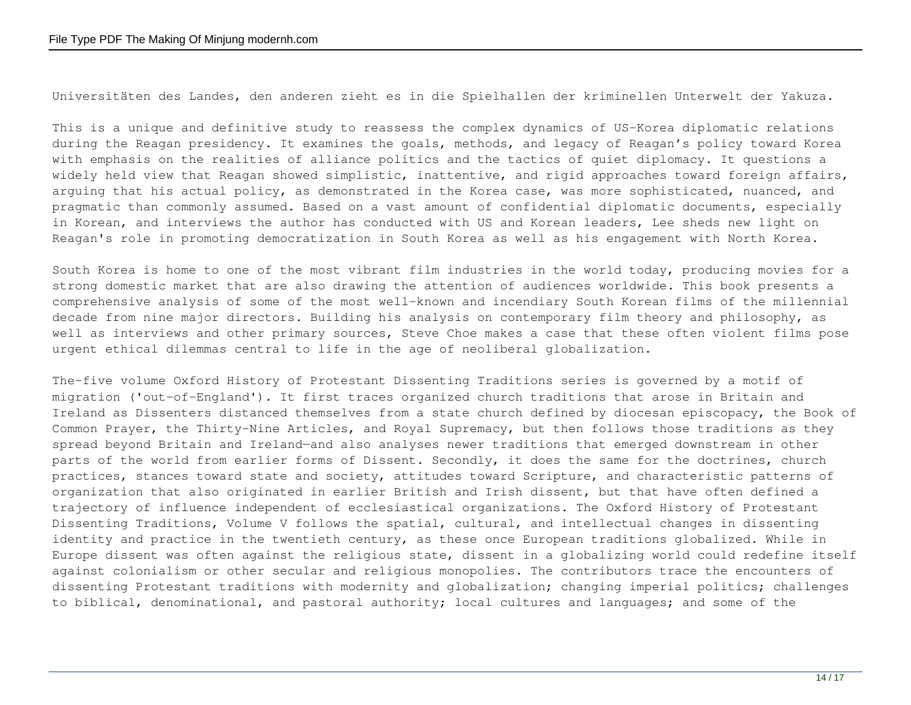Universitäten des Landes, den anderen zieht es in die Spielhallen der kriminellen Unterwelt der Yakuza.

This is a unique and definitive study to reassess the complex dynamics of US-Korea diplomatic relations during the Reagan presidency. It examines the goals, methods, and legacy of Reagan's policy toward Korea with emphasis on the realities of alliance politics and the tactics of quiet diplomacy. It questions a widely held view that Reagan showed simplistic, inattentive, and rigid approaches toward foreign affairs, arguing that his actual policy, as demonstrated in the Korea case, was more sophisticated, nuanced, and pragmatic than commonly assumed. Based on a vast amount of confidential diplomatic documents, especially in Korean, and interviews the author has conducted with US and Korean leaders, Lee sheds new light on Reagan's role in promoting democratization in South Korea as well as his engagement with North Korea.

South Korea is home to one of the most vibrant film industries in the world today, producing movies for a strong domestic market that are also drawing the attention of audiences worldwide. This book presents a comprehensive analysis of some of the most well-known and incendiary South Korean films of the millennial decade from nine major directors. Building his analysis on contemporary film theory and philosophy, as well as interviews and other primary sources, Steve Choe makes a case that these often violent films pose urgent ethical dilemmas central to life in the age of neoliberal globalization.

The-five volume Oxford History of Protestant Dissenting Traditions series is governed by a motif of migration ('out-of-England'). It first traces organized church traditions that arose in Britain and Ireland as Dissenters distanced themselves from a state church defined by diocesan episcopacy, the Book of Common Prayer, the Thirty-Nine Articles, and Royal Supremacy, but then follows those traditions as they spread beyond Britain and Ireland—and also analyses newer traditions that emerged downstream in other parts of the world from earlier forms of Dissent. Secondly, it does the same for the doctrines, church practices, stances toward state and society, attitudes toward Scripture, and characteristic patterns of organization that also originated in earlier British and Irish dissent, but that have often defined a trajectory of influence independent of ecclesiastical organizations. The Oxford History of Protestant Dissenting Traditions, Volume V follows the spatial, cultural, and intellectual changes in dissenting identity and practice in the twentieth century, as these once European traditions globalized. While in Europe dissent was often against the religious state, dissent in a globalizing world could redefine itself against colonialism or other secular and religious monopolies. The contributors trace the encounters of dissenting Protestant traditions with modernity and globalization; changing imperial politics; challenges to biblical, denominational, and pastoral authority; local cultures and languages; and some of the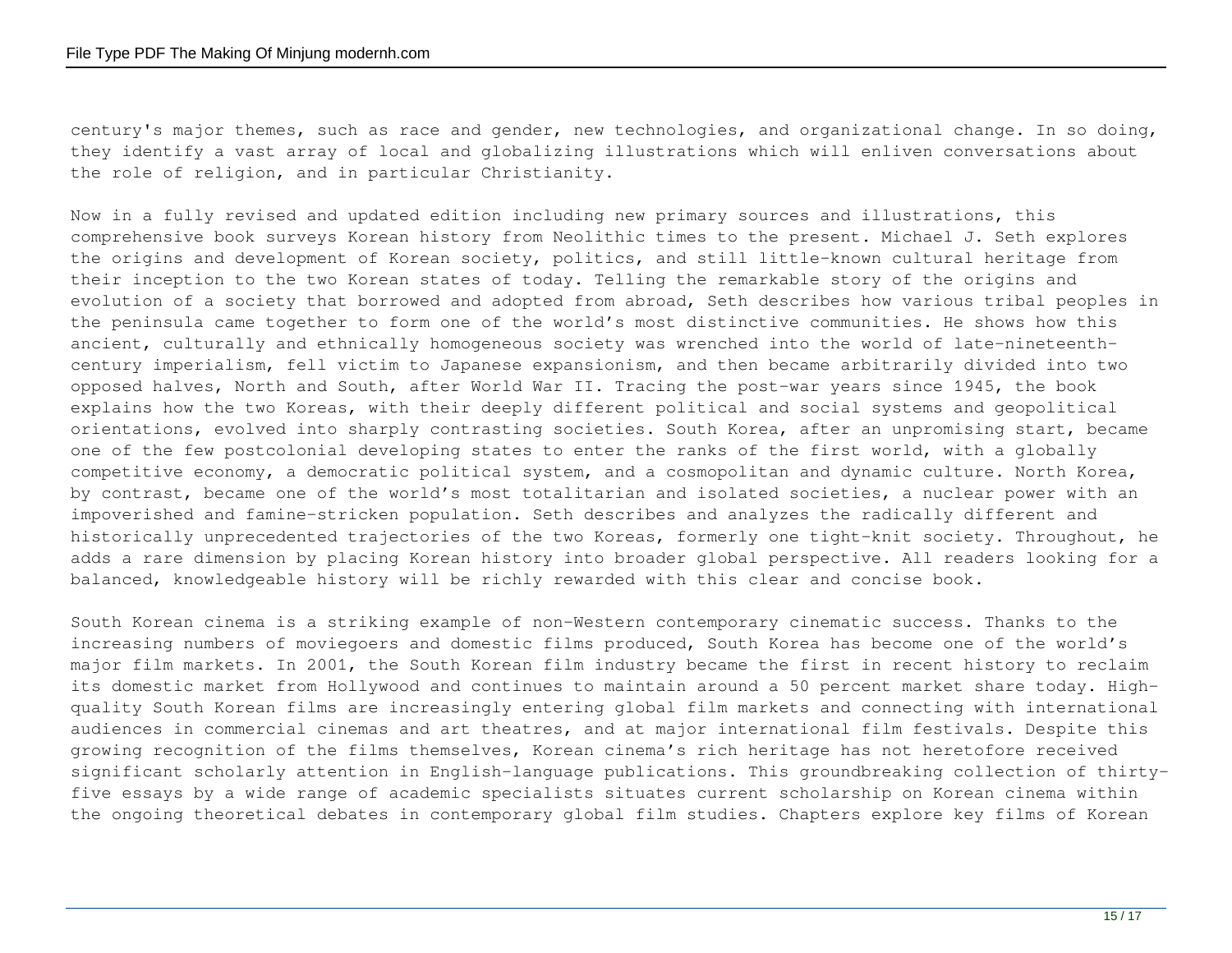century's major themes, such as race and gender, new technologies, and organizational change. In so doing, they identify a vast array of local and globalizing illustrations which will enliven conversations about the role of religion, and in particular Christianity.

Now in a fully revised and updated edition including new primary sources and illustrations, this comprehensive book surveys Korean history from Neolithic times to the present. Michael J. Seth explores the origins and development of Korean society, politics, and still little-known cultural heritage from their inception to the two Korean states of today. Telling the remarkable story of the origins and evolution of a society that borrowed and adopted from abroad, Seth describes how various tribal peoples in the peninsula came together to form one of the world's most distinctive communities. He shows how this ancient, culturally and ethnically homogeneous society was wrenched into the world of late-nineteenth-century imperialism, fell victim to Japanese expansionism, and then became arbitrarily divided into two opposed halves, North and South, after World War II. Tracing the post-war years since 1945, the book explains how the two Koreas, with their deeply different political and social systems and geopolitical orientations, evolved into sharply contrasting societies. South Korea, after an unpromising start, became one of the few postcolonial developing states to enter the ranks of the first world, with a globally competitive economy, a democratic political system, and a cosmopolitan and dynamic culture. North Korea, by contrast, became one of the world's most totalitarian and isolated societies, a nuclear power with an impoverished and famine-stricken population. Seth describes and analyzes the radically different and historically unprecedented trajectories of the two Koreas, formerly one tight-knit society. Throughout, he adds a rare dimension by placing Korean history into broader global perspective. All readers looking for a balanced, knowledgeable history will be richly rewarded with this clear and concise book.

South Korean cinema is a striking example of non-Western contemporary cinematic success. Thanks to the increasing numbers of moviegoers and domestic films produced, South Korea has become one of the world's major film markets. In 2001, the South Korean film industry became the first in recent history to reclaim its domestic market from Hollywood and continues to maintain around a 50 percent market share today. High-quality South Korean films are increasingly entering global film markets and connecting with international audiences in commercial cinemas and art theatres, and at major international film festivals. Despite this growing recognition of the films themselves, Korean cinema's rich heritage has not heretofore received significant scholarly attention in English-language publications. This groundbreaking collection of thirty-five essays by a wide range of academic specialists situates current scholarship on Korean cinema within the ongoing theoretical debates in contemporary global film studies. Chapters explore key films of Korean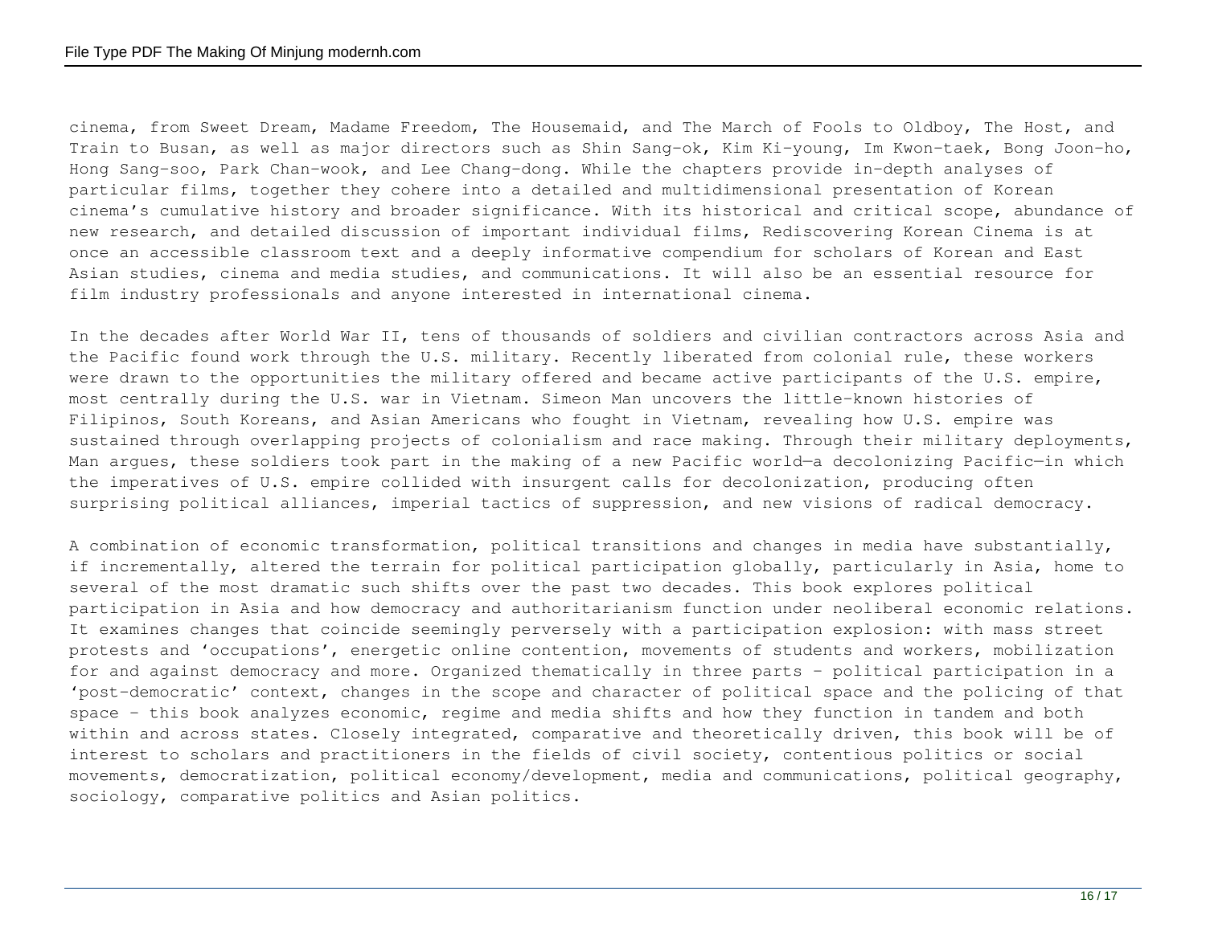cinema, from Sweet Dream, Madame Freedom, The Housemaid, and The March of Fools to Oldboy, The Host, and Train to Busan, as well as major directors such as Shin Sang-ok, Kim Ki-young, Im Kwon-taek, Bong Joon-ho, Hong Sang-soo, Park Chan-wook, and Lee Chang-dong. While the chapters provide in-depth analyses of particular films, together they cohere into a detailed and multidimensional presentation of Korean cinema's cumulative history and broader significance. With its historical and critical scope, abundance of new research, and detailed discussion of important individual films, Rediscovering Korean Cinema is at once an accessible classroom text and a deeply informative compendium for scholars of Korean and East Asian studies, cinema and media studies, and communications. It will also be an essential resource for film industry professionals and anyone interested in international cinema.

In the decades after World War II, tens of thousands of soldiers and civilian contractors across Asia and the Pacific found work through the U.S. military. Recently liberated from colonial rule, these workers were drawn to the opportunities the military offered and became active participants of the U.S. empire, most centrally during the U.S. war in Vietnam. Simeon Man uncovers the little-known histories of Filipinos, South Koreans, and Asian Americans who fought in Vietnam, revealing how U.S. empire was sustained through overlapping projects of colonialism and race making. Through their military deployments, Man argues, these soldiers took part in the making of a new Pacific world—a decolonizing Pacific—in which the imperatives of U.S. empire collided with insurgent calls for decolonization, producing often surprising political alliances, imperial tactics of suppression, and new visions of radical democracy.

A combination of economic transformation, political transitions and changes in media have substantially, if incrementally, altered the terrain for political participation globally, particularly in Asia, home to several of the most dramatic such shifts over the past two decades. This book explores political participation in Asia and how democracy and authoritarianism function under neoliberal economic relations. It examines changes that coincide seemingly perversely with a participation explosion: with mass street protests and 'occupations', energetic online contention, movements of students and workers, mobilization for and against democracy and more. Organized thematically in three parts – political participation in a 'post-democratic' context, changes in the scope and character of political space and the policing of that space – this book analyzes economic, regime and media shifts and how they function in tandem and both within and across states. Closely integrated, comparative and theoretically driven, this book will be of interest to scholars and practitioners in the fields of civil society, contentious politics or social movements, democratization, political economy/development, media and communications, political geography, sociology, comparative politics and Asian politics.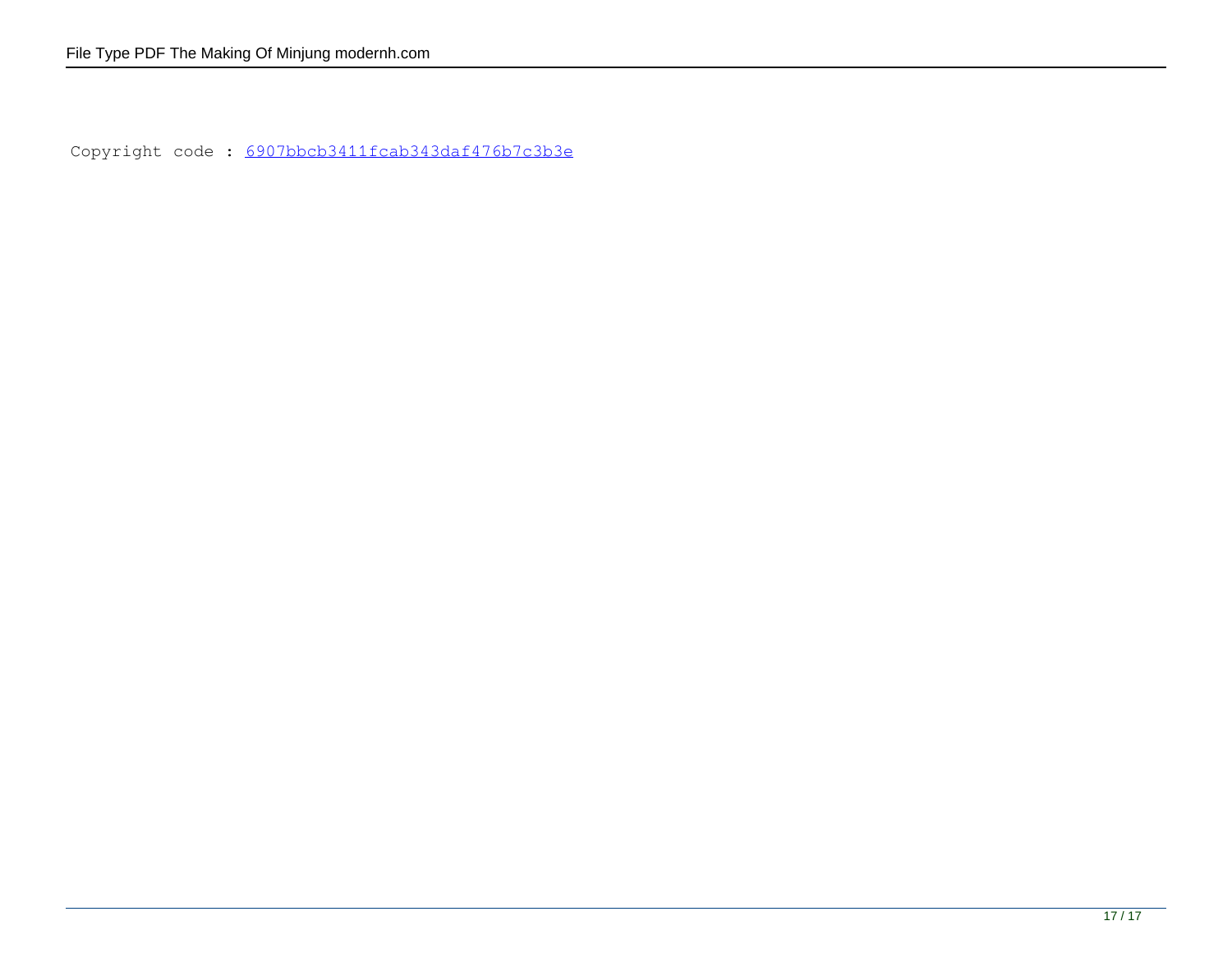Copyright code : 6907bbcb3411fcab343daf476b7c3b3e